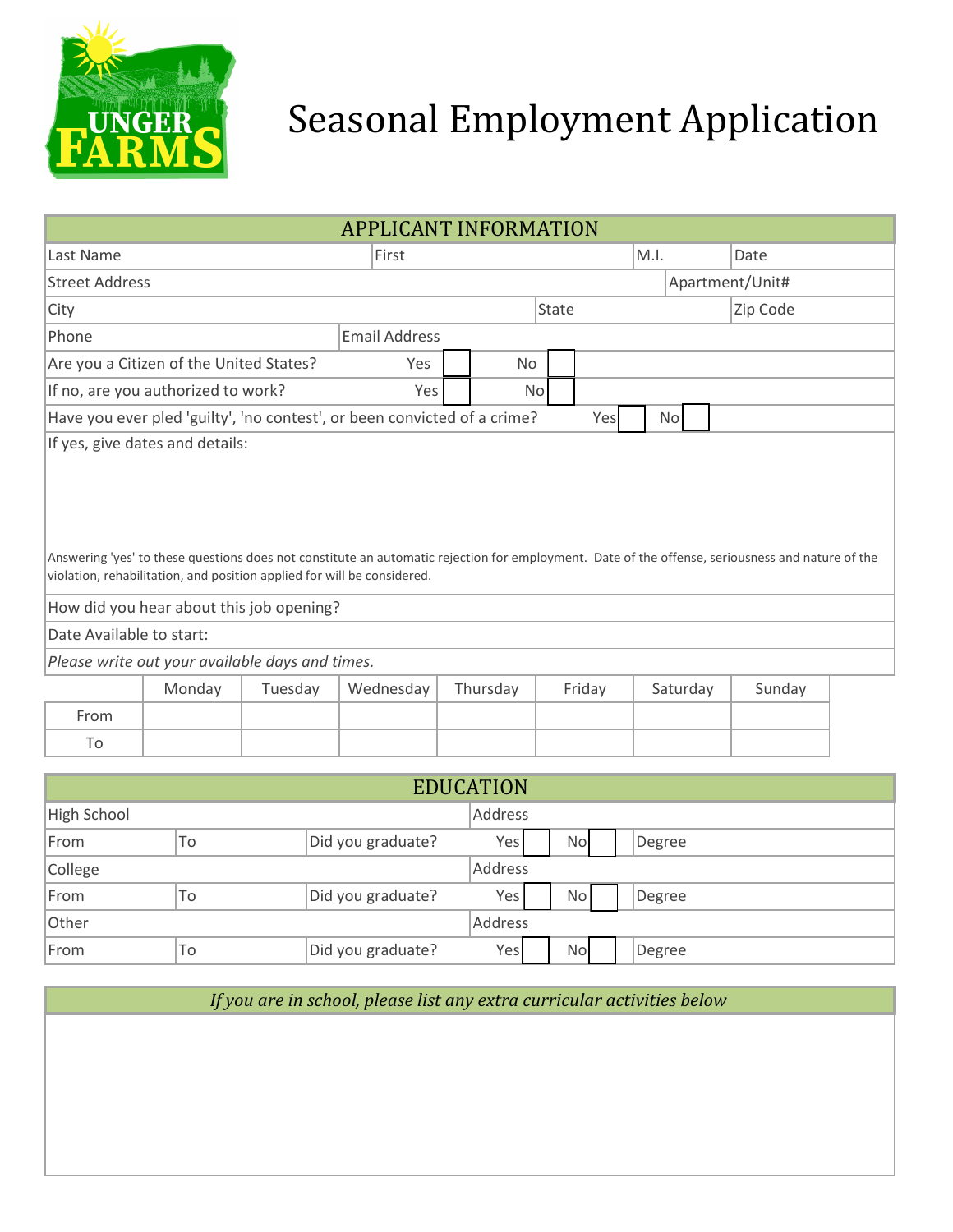UNGER FARMS

# Seasonal Employment Application

## APPLICANT INFORMATION

| Last Name | First | M.I. | Date |
|---|---|---|---|

| Street Address | Apartment/Unit# |
|---|---|

| City | State | Zip Code |
|---|---|---|

| Phone | Email Address |
|---|---|

Are you a Citizen of the United States? Yes ☐ No ☐

If no, are you authorized to work? Yes ☐ No ☐

Have you ever pled 'guilty', 'no contest', or been convicted of a crime? Yes ☐ No ☐

If yes, give dates and details:

Answering 'yes' to these questions does not constitute an automatic rejection for employment. Date of the offense, seriousness and nature of the violation, rehabilitation, and position applied for will be considered.

How did you hear about this job opening?

Date Available to start:

*Please write out your available days and times.*

| | Monday | Tuesday | Wednesday | Thursday | Friday | Saturday | Sunday |
|---|---|---|---|---|---|---|---|
| From | | | | | | | |
| To | | | | | | | |

## EDUCATION

| High School | | | Address | | |
|---|---|---|---|---|---|
| From | To | Did you graduate? | Yes ☐ | No ☐ | Degree |
| College | | | Address | | |
| From | To | Did you graduate? | Yes ☐ | No ☐ | Degree |
| Other | | | Address | | |
| From | To | Did you graduate? | Yes ☐ | No ☐ | Degree |

*If you are in school, please list any extra curricular activities below*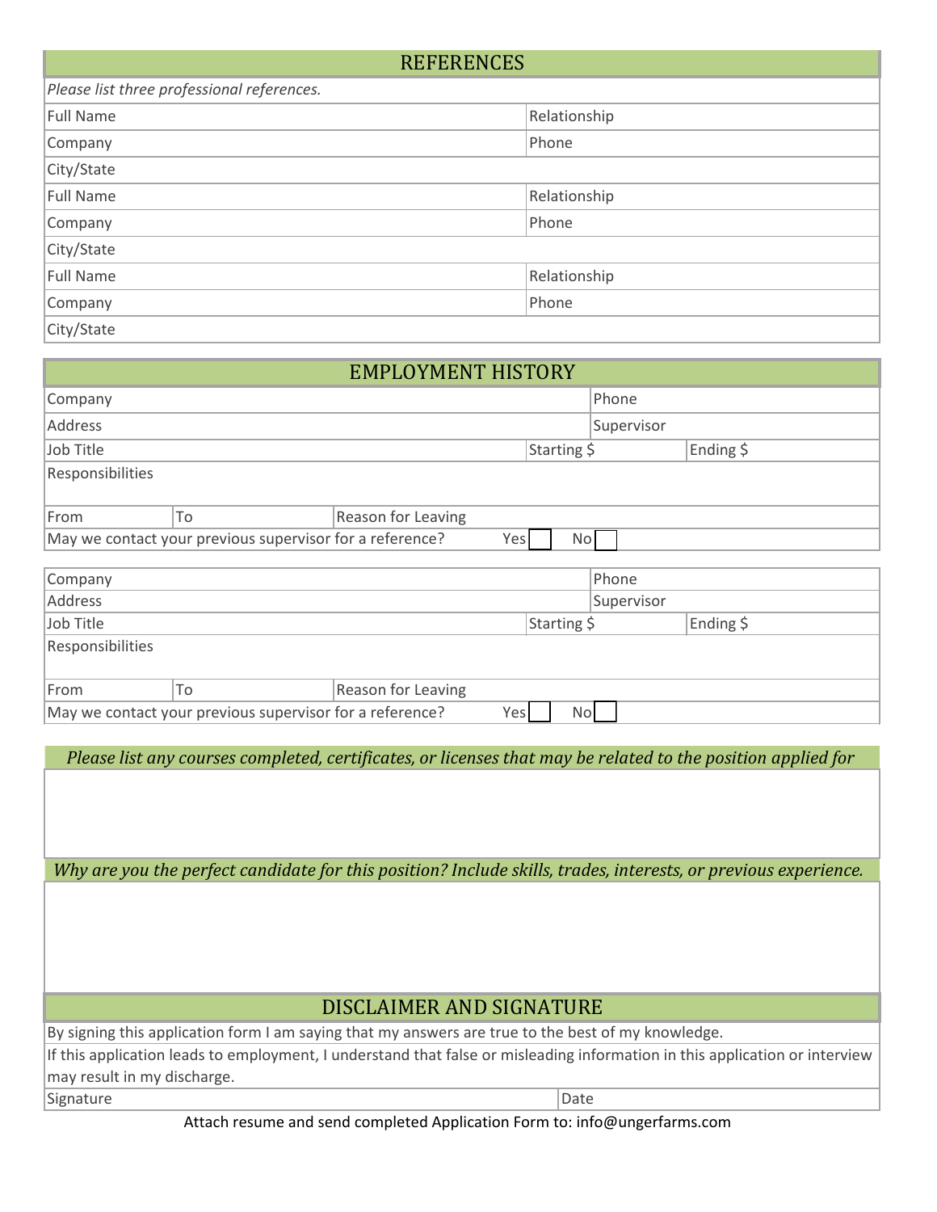## REFERENCES

*Please list three professional references.*

| | |
|---|---|
| Full Name | Relationship |
| Company | Phone |
| City/State | |
| Full Name | Relationship |
| Company | Phone |
| City/State | |
| Full Name | Relationship |
| Company | Phone |
| City/State | |

## EMPLOYMENT HISTORY

| | | | | |
|---|---|---|---|---|
| Company | | | Phone | |
| Address | | | Supervisor | |
| Job Title | | | Starting $ | Ending $ |
| Responsibilities | | | | |
| From | To | Reason for Leaving | | |
| May we contact your previous supervisor for a reference? | | | Yes ☐ | No ☐ |

| | | | | |
|---|---|---|---|---|
| Company | | | Phone | |
| Address | | | Supervisor | |
| Job Title | | | Starting $ | Ending $ |
| Responsibilities | | | | |
| From | To | Reason for Leaving | | |
| May we contact your previous supervisor for a reference? | | | Yes ☐ | No ☐ |

*Please list any courses completed, certificates, or licenses that may be related to the position applied for*

*Why are you the perfect candidate for this position? Include skills, trades, interests, or previous experience.*

## DISCLAIMER AND SIGNATURE

By signing this application form I am saying that my answers are true to the best of my knowledge.

If this application leads to employment, I understand that false or misleading information in this application or interview may result in my discharge.

| | |
|---|---|
| Signature | Date |

Attach resume and send completed Application Form to: info@ungerfarms.com